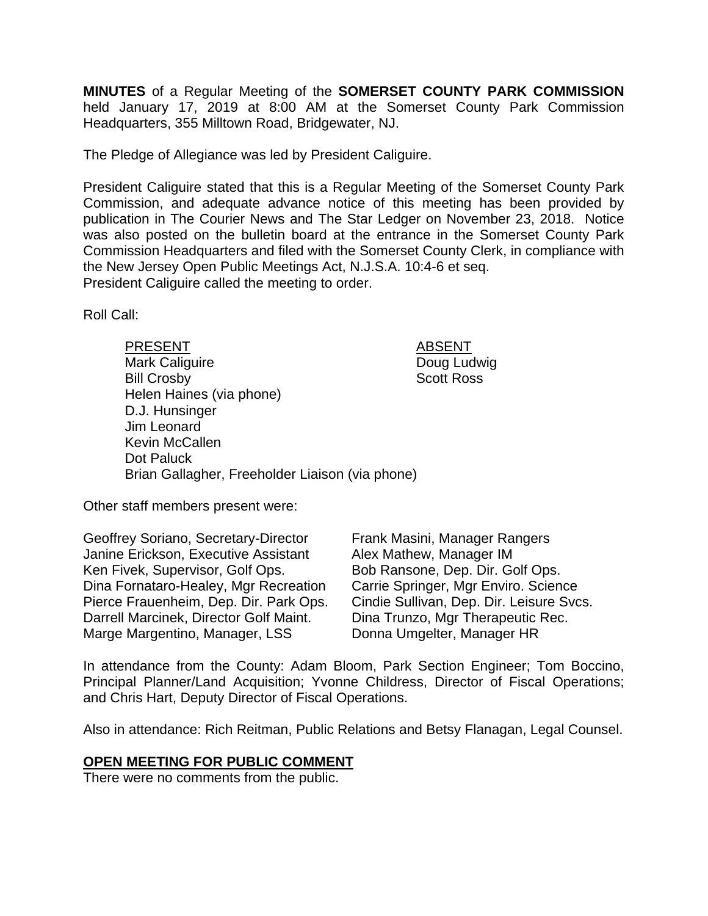**MINUTES** of a Regular Meeting of the **SOMERSET COUNTY PARK COMMISSION** held January 17, 2019 at 8:00 AM at the Somerset County Park Commission Headquarters, 355 Milltown Road, Bridgewater, NJ.

The Pledge of Allegiance was led by President Caliguire.

President Caliguire stated that this is a Regular Meeting of the Somerset County Park Commission, and adequate advance notice of this meeting has been provided by publication in The Courier News and The Star Ledger on November 23, 2018. Notice was also posted on the bulletin board at the entrance in the Somerset County Park Commission Headquarters and filed with the Somerset County Clerk, in compliance with the New Jersey Open Public Meetings Act, N.J.S.A. 10:4-6 et seq.
President Caliguire called the meeting to order.

Roll Call:

| PRESENT | ABSENT |
|---|---|
| Mark Caliguire | Doug Ludwig |
| Bill Crosby | Scott Ross |
| Helen Haines (via phone) | |
| D.J. Hunsinger | |
| Jim Leonard | |
| Kevin McCallen | |
| Dot Paluck | |
| Brian Gallagher, Freeholder Liaison (via phone) | |

Other staff members present were:

| | |
|---|---|
| Geoffrey Soriano, Secretary-Director | Frank Masini, Manager Rangers |
| Janine Erickson, Executive Assistant | Alex Mathew, Manager IM |
| Ken Fivek, Supervisor, Golf Ops. | Bob Ransone, Dep. Dir. Golf Ops. |
| Dina Fornataro-Healey, Mgr Recreation | Carrie Springer, Mgr Enviro. Science |
| Pierce Frauenheim, Dep. Dir. Park Ops. | Cindie Sullivan, Dep. Dir. Leisure Svcs. |
| Darrell Marcinek, Director Golf Maint. | Dina Trunzo, Mgr Therapeutic Rec. |
| Marge Margentino, Manager, LSS | Donna Umgelter, Manager HR |

In attendance from the County: Adam Bloom, Park Section Engineer; Tom Boccino, Principal Planner/Land Acquisition; Yvonne Childress, Director of Fiscal Operations; and Chris Hart, Deputy Director of Fiscal Operations.

Also in attendance: Rich Reitman, Public Relations and Betsy Flanagan, Legal Counsel.

**OPEN MEETING FOR PUBLIC COMMENT**

There were no comments from the public.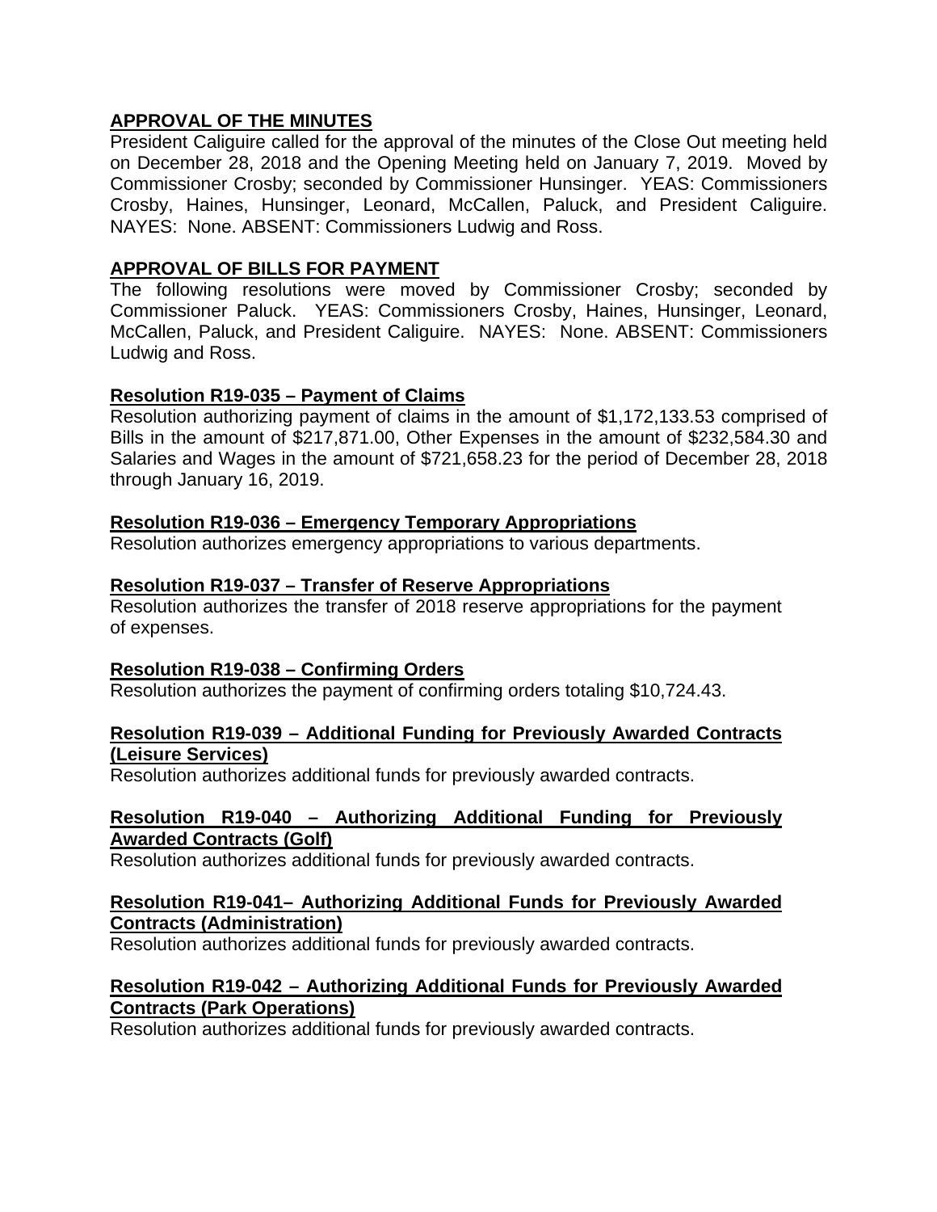**APPROVAL OF THE MINUTES**

President Caliguire called for the approval of the minutes of the Close Out meeting held on December 28, 2018 and the Opening Meeting held on January 7, 2019. Moved by Commissioner Crosby; seconded by Commissioner Hunsinger. YEAS: Commissioners Crosby, Haines, Hunsinger, Leonard, McCallen, Paluck, and President Caliguire. NAYES: None. ABSENT: Commissioners Ludwig and Ross.

**APPROVAL OF BILLS FOR PAYMENT**

The following resolutions were moved by Commissioner Crosby; seconded by Commissioner Paluck. YEAS: Commissioners Crosby, Haines, Hunsinger, Leonard, McCallen, Paluck, and President Caliguire. NAYES: None. ABSENT: Commissioners Ludwig and Ross.

**Resolution R19-035 – Payment of Claims**

Resolution authorizing payment of claims in the amount of $1,172,133.53 comprised of Bills in the amount of $217,871.00, Other Expenses in the amount of $232,584.30 and Salaries and Wages in the amount of $721,658.23 for the period of December 28, 2018 through January 16, 2019.

**Resolution R19-036 – Emergency Temporary Appropriations**

Resolution authorizes emergency appropriations to various departments.

**Resolution R19-037 – Transfer of Reserve Appropriations**

Resolution authorizes the transfer of 2018 reserve appropriations for the payment of expenses.

**Resolution R19-038 – Confirming Orders**

Resolution authorizes the payment of confirming orders totaling $10,724.43.

**Resolution R19-039 – Additional Funding for Previously Awarded Contracts (Leisure Services)**

Resolution authorizes additional funds for previously awarded contracts.

**Resolution R19-040 – Authorizing Additional Funding for Previously Awarded Contracts (Golf)**

Resolution authorizes additional funds for previously awarded contracts.

**Resolution R19-041– Authorizing Additional Funds for Previously Awarded Contracts (Administration)**

Resolution authorizes additional funds for previously awarded contracts.

**Resolution R19-042 – Authorizing Additional Funds for Previously Awarded Contracts (Park Operations)**

Resolution authorizes additional funds for previously awarded contracts.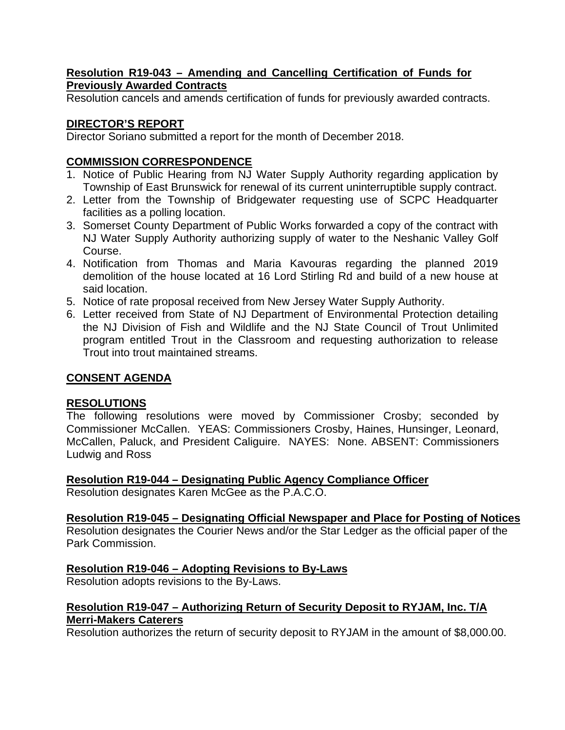**Resolution R19-043 – Amending and Cancelling Certification of Funds for Previously Awarded Contracts**

Resolution cancels and amends certification of funds for previously awarded contracts.

**DIRECTOR'S REPORT**

Director Soriano submitted a report for the month of December 2018.

**COMMISSION CORRESPONDENCE**

1. Notice of Public Hearing from NJ Water Supply Authority regarding application by Township of East Brunswick for renewal of its current uninterruptible supply contract.
2. Letter from the Township of Bridgewater requesting use of SCPC Headquarter facilities as a polling location.
3. Somerset County Department of Public Works forwarded a copy of the contract with NJ Water Supply Authority authorizing supply of water to the Neshanic Valley Golf Course.
4. Notification from Thomas and Maria Kavouras regarding the planned 2019 demolition of the house located at 16 Lord Stirling Rd and build of a new house at said location.
5. Notice of rate proposal received from New Jersey Water Supply Authority.
6. Letter received from State of NJ Department of Environmental Protection detailing the NJ Division of Fish and Wildlife and the NJ State Council of Trout Unlimited program entitled Trout in the Classroom and requesting authorization to release Trout into trout maintained streams.

**CONSENT AGENDA**

**RESOLUTIONS**

The following resolutions were moved by Commissioner Crosby; seconded by Commissioner McCallen. YEAS: Commissioners Crosby, Haines, Hunsinger, Leonard, McCallen, Paluck, and President Caliguire. NAYES: None. ABSENT: Commissioners Ludwig and Ross

**Resolution R19-044 – Designating Public Agency Compliance Officer**

Resolution designates Karen McGee as the P.A.C.O.

**Resolution R19-045 – Designating Official Newspaper and Place for Posting of Notices**

Resolution designates the Courier News and/or the Star Ledger as the official paper of the Park Commission.

**Resolution R19-046 – Adopting Revisions to By-Laws**

Resolution adopts revisions to the By-Laws.

**Resolution R19-047 – Authorizing Return of Security Deposit to RYJAM, Inc. T/A Merri-Makers Caterers**

Resolution authorizes the return of security deposit to RYJAM in the amount of $8,000.00.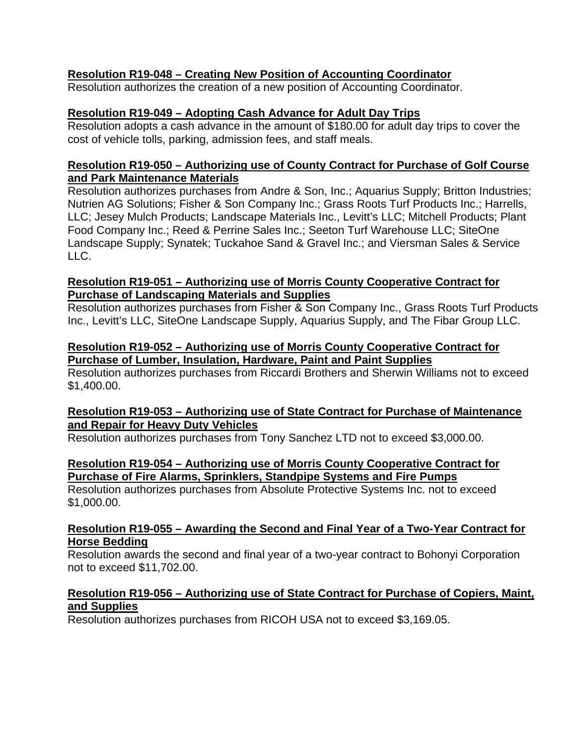**Resolution R19-048 – Creating New Position of Accounting Coordinator**

Resolution authorizes the creation of a new position of Accounting Coordinator.

**Resolution R19-049 – Adopting Cash Advance for Adult Day Trips**

Resolution adopts a cash advance in the amount of $180.00 for adult day trips to cover the cost of vehicle tolls, parking, admission fees, and staff meals.

**Resolution R19-050 – Authorizing use of County Contract for Purchase of Golf Course and Park Maintenance Materials**

Resolution authorizes purchases from Andre & Son, Inc.; Aquarius Supply; Britton Industries; Nutrien AG Solutions; Fisher & Son Company Inc.; Grass Roots Turf Products Inc.; Harrells, LLC; Jesey Mulch Products; Landscape Materials Inc., Levitt's LLC; Mitchell Products; Plant Food Company Inc.; Reed & Perrine Sales Inc.; Seeton Turf Warehouse LLC; SiteOne Landscape Supply; Synatek; Tuckahoe Sand & Gravel Inc.; and Viersman Sales & Service LLC.

**Resolution R19-051 – Authorizing use of Morris County Cooperative Contract for Purchase of Landscaping Materials and Supplies**

Resolution authorizes purchases from Fisher & Son Company Inc., Grass Roots Turf Products Inc., Levitt's LLC, SiteOne Landscape Supply, Aquarius Supply, and The Fibar Group LLC.

**Resolution R19-052 – Authorizing use of Morris County Cooperative Contract for Purchase of Lumber, Insulation, Hardware, Paint and Paint Supplies**

Resolution authorizes purchases from Riccardi Brothers and Sherwin Williams not to exceed $1,400.00.

**Resolution R19-053 – Authorizing use of State Contract for Purchase of Maintenance and Repair for Heavy Duty Vehicles**

Resolution authorizes purchases from Tony Sanchez LTD not to exceed $3,000.00.

**Resolution R19-054 – Authorizing use of Morris County Cooperative Contract for Purchase of Fire Alarms, Sprinklers, Standpipe Systems and Fire Pumps**

Resolution authorizes purchases from Absolute Protective Systems Inc. not to exceed $1,000.00.

**Resolution R19-055 – Awarding the Second and Final Year of a Two-Year Contract for Horse Bedding**

Resolution awards the second and final year of a two-year contract to Bohonyi Corporation not to exceed $11,702.00.

**Resolution R19-056 – Authorizing use of State Contract for Purchase of Copiers, Maint, and Supplies**

Resolution authorizes purchases from RICOH USA not to exceed $3,169.05.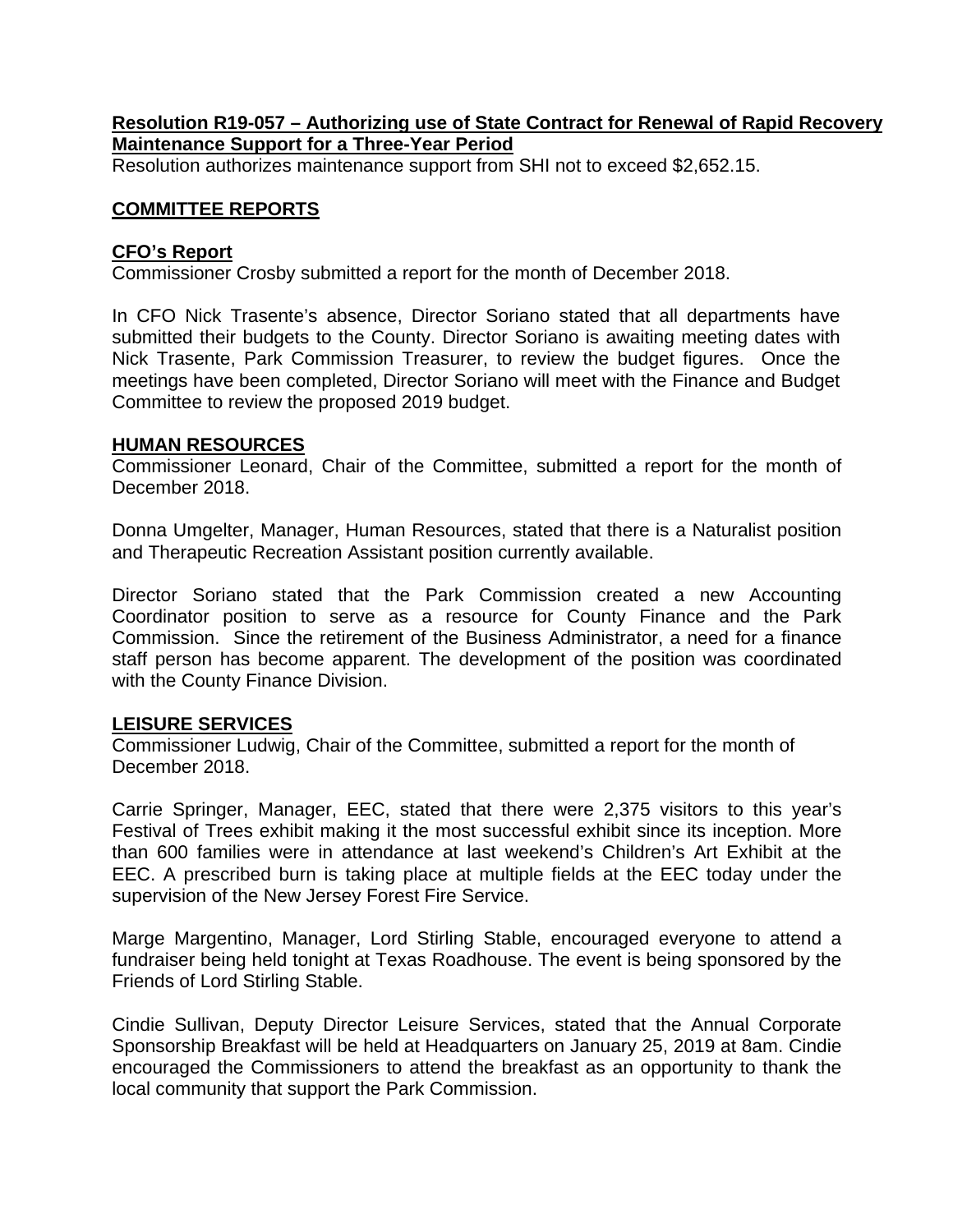**Resolution R19-057 – Authorizing use of State Contract for Renewal of Rapid Recovery Maintenance Support for a Three-Year Period**

Resolution authorizes maintenance support from SHI not to exceed $2,652.15.

## COMMITTEE REPORTS

### CFO's Report

Commissioner Crosby submitted a report for the month of December 2018.

In CFO Nick Trasente's absence, Director Soriano stated that all departments have submitted their budgets to the County. Director Soriano is awaiting meeting dates with Nick Trasente, Park Commission Treasurer, to review the budget figures. Once the meetings have been completed, Director Soriano will meet with the Finance and Budget Committee to review the proposed 2019 budget.

### HUMAN RESOURCES

Commissioner Leonard, Chair of the Committee, submitted a report for the month of December 2018.

Donna Umgelter, Manager, Human Resources, stated that there is a Naturalist position and Therapeutic Recreation Assistant position currently available.

Director Soriano stated that the Park Commission created a new Accounting Coordinator position to serve as a resource for County Finance and the Park Commission. Since the retirement of the Business Administrator, a need for a finance staff person has become apparent. The development of the position was coordinated with the County Finance Division.

### LEISURE SERVICES

Commissioner Ludwig, Chair of the Committee, submitted a report for the month of December 2018.

Carrie Springer, Manager, EEC, stated that there were 2,375 visitors to this year's Festival of Trees exhibit making it the most successful exhibit since its inception. More than 600 families were in attendance at last weekend's Children's Art Exhibit at the EEC. A prescribed burn is taking place at multiple fields at the EEC today under the supervision of the New Jersey Forest Fire Service.

Marge Margentino, Manager, Lord Stirling Stable, encouraged everyone to attend a fundraiser being held tonight at Texas Roadhouse. The event is being sponsored by the Friends of Lord Stirling Stable.

Cindie Sullivan, Deputy Director Leisure Services, stated that the Annual Corporate Sponsorship Breakfast will be held at Headquarters on January 25, 2019 at 8am. Cindie encouraged the Commissioners to attend the breakfast as an opportunity to thank the local community that support the Park Commission.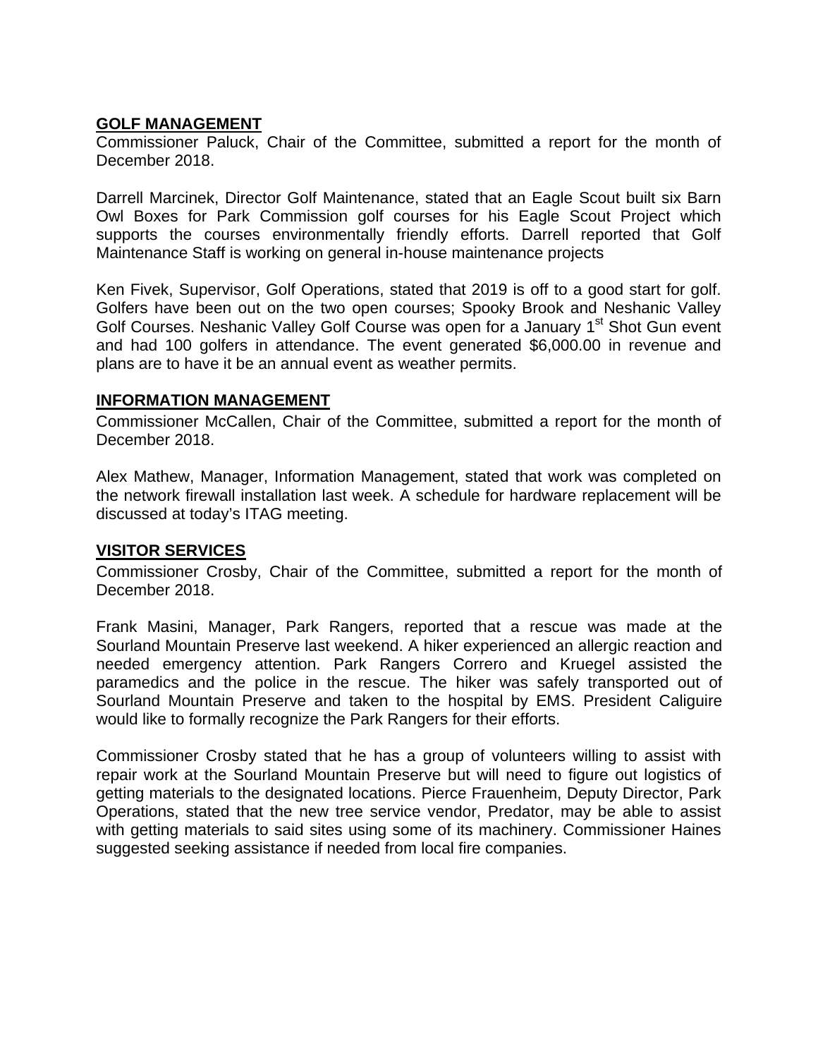## GOLF MANAGEMENT

Commissioner Paluck, Chair of the Committee, submitted a report for the month of December 2018.

Darrell Marcinek, Director Golf Maintenance, stated that an Eagle Scout built six Barn Owl Boxes for Park Commission golf courses for his Eagle Scout Project which supports the courses environmentally friendly efforts. Darrell reported that Golf Maintenance Staff is working on general in-house maintenance projects

Ken Fivek, Supervisor, Golf Operations, stated that 2019 is off to a good start for golf. Golfers have been out on the two open courses; Spooky Brook and Neshanic Valley Golf Courses. Neshanic Valley Golf Course was open for a January 1st Shot Gun event and had 100 golfers in attendance. The event generated $6,000.00 in revenue and plans are to have it be an annual event as weather permits.

## INFORMATION MANAGEMENT

Commissioner McCallen, Chair of the Committee, submitted a report for the month of December 2018.

Alex Mathew, Manager, Information Management, stated that work was completed on the network firewall installation last week. A schedule for hardware replacement will be discussed at today's ITAG meeting.

## VISITOR SERVICES

Commissioner Crosby, Chair of the Committee, submitted a report for the month of December 2018.

Frank Masini, Manager, Park Rangers, reported that a rescue was made at the Sourland Mountain Preserve last weekend. A hiker experienced an allergic reaction and needed emergency attention. Park Rangers Correro and Kruegel assisted the paramedics and the police in the rescue. The hiker was safely transported out of Sourland Mountain Preserve and taken to the hospital by EMS. President Caliguire would like to formally recognize the Park Rangers for their efforts.

Commissioner Crosby stated that he has a group of volunteers willing to assist with repair work at the Sourland Mountain Preserve but will need to figure out logistics of getting materials to the designated locations. Pierce Frauenheim, Deputy Director, Park Operations, stated that the new tree service vendor, Predator, may be able to assist with getting materials to said sites using some of its machinery. Commissioner Haines suggested seeking assistance if needed from local fire companies.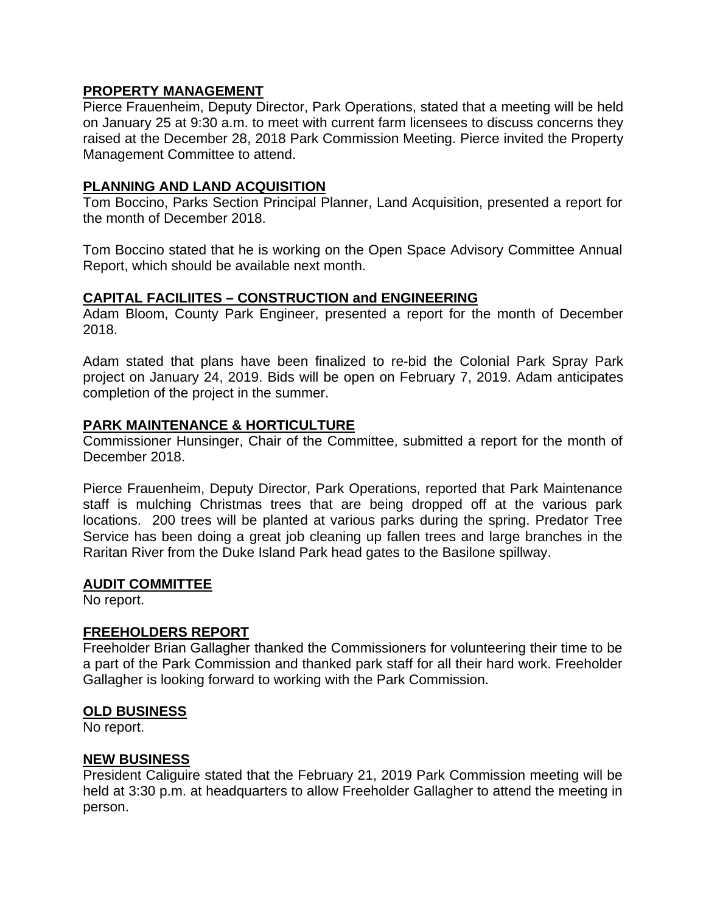## PROPERTY MANAGEMENT

Pierce Frauenheim, Deputy Director, Park Operations, stated that a meeting will be held on January 25 at 9:30 a.m. to meet with current farm licensees to discuss concerns they raised at the December 28, 2018 Park Commission Meeting. Pierce invited the Property Management Committee to attend.

## PLANNING AND LAND ACQUISITION

Tom Boccino, Parks Section Principal Planner, Land Acquisition, presented a report for the month of December 2018.

Tom Boccino stated that he is working on the Open Space Advisory Committee Annual Report, which should be available next month.

## CAPITAL FACILIITES – CONSTRUCTION and ENGINEERING

Adam Bloom, County Park Engineer, presented a report for the month of December 2018.

Adam stated that plans have been finalized to re-bid the Colonial Park Spray Park project on January 24, 2019. Bids will be open on February 7, 2019. Adam anticipates completion of the project in the summer.

## PARK MAINTENANCE & HORTICULTURE

Commissioner Hunsinger, Chair of the Committee, submitted a report for the month of December 2018.

Pierce Frauenheim, Deputy Director, Park Operations, reported that Park Maintenance staff is mulching Christmas trees that are being dropped off at the various park locations. 200 trees will be planted at various parks during the spring. Predator Tree Service has been doing a great job cleaning up fallen trees and large branches in the Raritan River from the Duke Island Park head gates to the Basilone spillway.

## AUDIT COMMITTEE

No report.

## FREEHOLDERS REPORT

Freeholder Brian Gallagher thanked the Commissioners for volunteering their time to be a part of the Park Commission and thanked park staff for all their hard work. Freeholder Gallagher is looking forward to working with the Park Commission.

## OLD BUSINESS

No report.

## NEW BUSINESS

President Caliguire stated that the February 21, 2019 Park Commission meeting will be held at 3:30 p.m. at headquarters to allow Freeholder Gallagher to attend the meeting in person.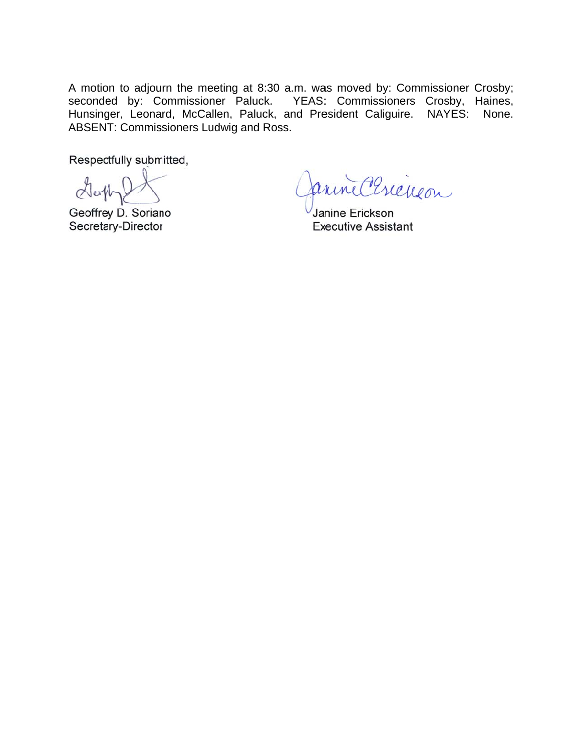A motion to adjourn the meeting at 8:30 a.m. was moved by: Commissioner Crosby; seconded by: Commissioner Paluck. YEAS: Commissioners Crosby, Haines, Hunsinger, Leonard, McCallen, Paluck, and President Caliguire. NAYES: None. ABSENT: Commissioners Ludwig and Ross.

Respectfully submitted,

Geoffrey D. Soriano
Secretary-Director

Janine Erickson
Executive Assistant